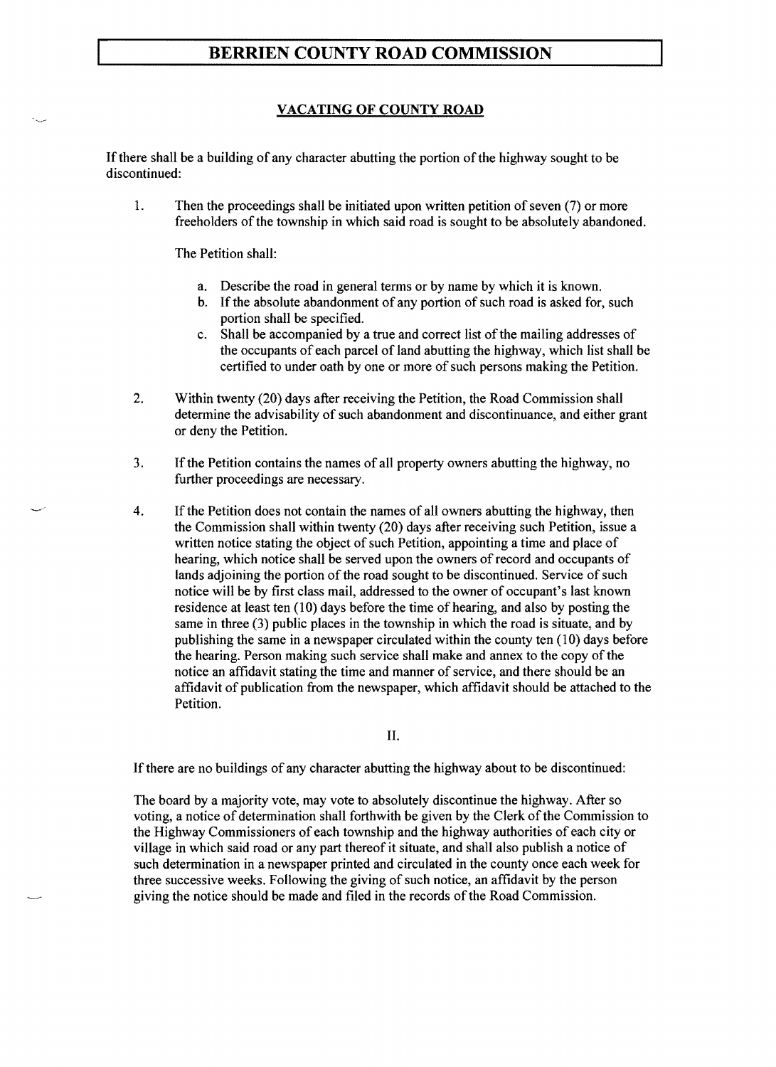# BERRIEN COUNTY ROAD COMMISSION

## VACATING OF COUNTY ROAD

If there shall be a building of any character abutting the portion of the highway sought to be discontinued:

1. Then the proceedings shall be initiated upon written petition of seven (7) or more freeholders of the township in which said road is sought to be absolutely abandoned.

   The Petition shall:

   a. Describe the road in general terms or by name by which it is known.
   b. If the absolute abandonment of any portion of such road is asked for, such portion shall be specified.
   c. Shall be accompanied by a true and correct list of the mailing addresses of the occupants of each parcel of land abutting the highway, which list shall be certified to under oath by one or more of such persons making the Petition.

2. Within twenty (20) days after receiving the Petition, the Road Commission shall determine the advisability of such abandonment and discontinuance, and either grant or deny the Petition.

3. If the Petition contains the names of all property owners abutting the highway, no further proceedings are necessary.

4. If the Petition does not contain the names of all owners abutting the highway, then the Commission shall within twenty (20) days after receiving such Petition, issue a written notice stating the object of such Petition, appointing a time and place of hearing, which notice shall be served upon the owners of record and occupants of lands adjoining the portion of the road sought to be discontinued. Service of such notice will be by first class mail, addressed to the owner of occupant's last known residence at least ten (10) days before the time of hearing, and also by posting the same in three (3) public places in the township in which the road is situate, and by publishing the same in a newspaper circulated within the county ten (10) days before the hearing. Person making such service shall make and annex to the copy of the notice an affidavit stating the time and manner of service, and there should be an affidavit of publication from the newspaper, which affidavit should be attached to the Petition.

II.

If there are no buildings of any character abutting the highway about to be discontinued:

The board by a majority vote, may vote to absolutely discontinue the highway. After so voting, a notice of determination shall forthwith be given by the Clerk of the Commission to the Highway Commissioners of each township and the highway authorities of each city or village in which said road or any part thereof it situate, and shall also publish a notice of such determination in a newspaper printed and circulated in the county once each week for three successive weeks. Following the giving of such notice, an affidavit by the person giving the notice should be made and filed in the records of the Road Commission.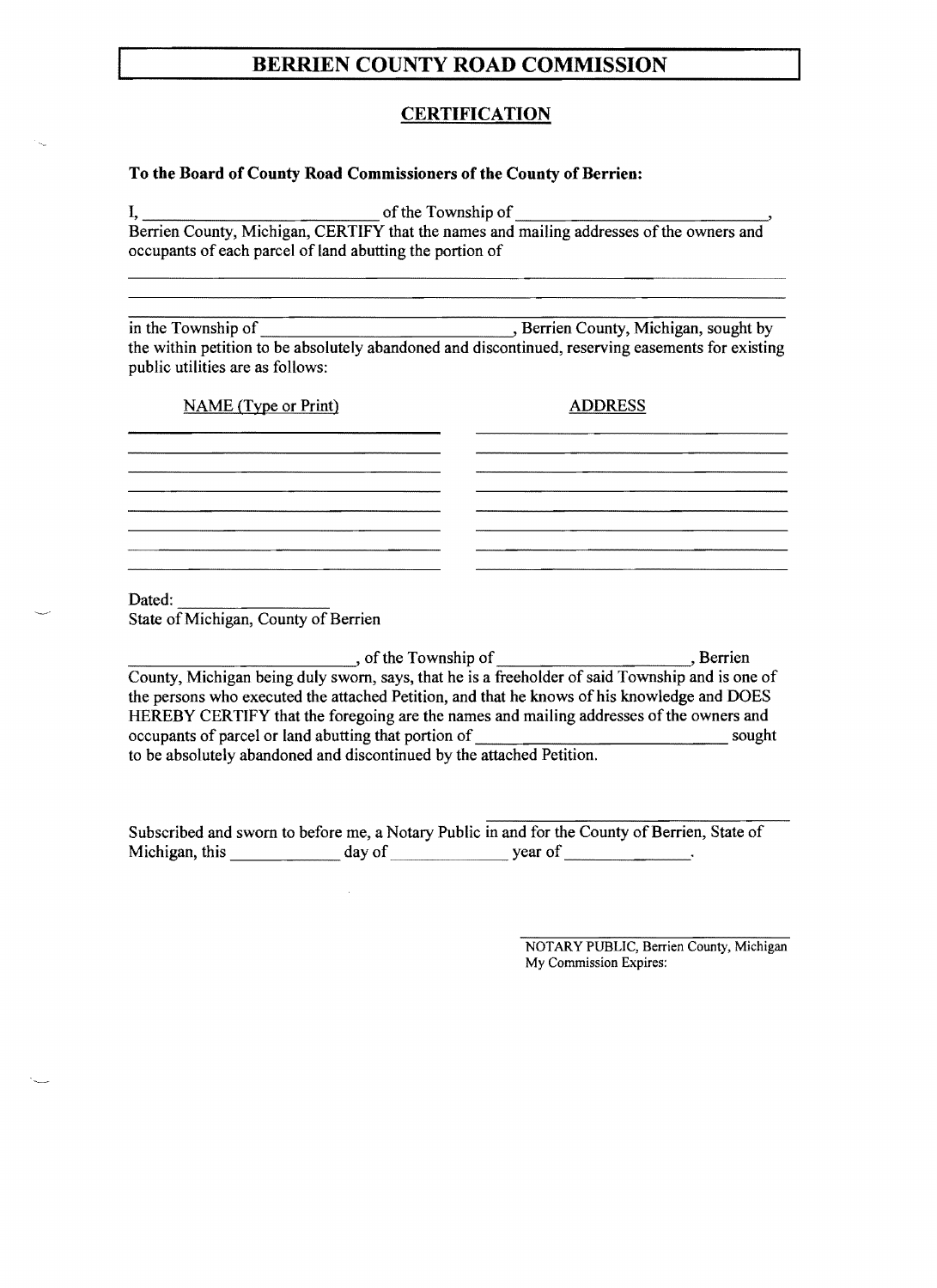# BERRIEN COUNTY ROAD COMMISSION

## CERTIFICATION

**To the Board of County Road Commissioners of the County of Berrien:**

I, ______________________________ of the Township of ______________________________, Berrien County, Michigan, CERTIFY that the names and mailing addresses of the owners and occupants of each parcel of land abutting the portion of

______________________________________________________________________________

______________________________________________________________________________

______________________________________________________________________________

in the Township of ______________________________, Berrien County, Michigan, sought by the within petition to be absolutely abandoned and discontinued, reserving easements for existing public utilities are as follows:

| NAME (Type or Print) | ADDRESS |
| --- | --- |
| | |
| | |
| | |
| | |
| | |
| | |
| | |
| | |

Dated: __________________

State of Michigan, County of Berrien

______________________________, of the Township of ______________________, Berrien County, Michigan being duly sworn, says, that he is a freeholder of said Township and is one of the persons who executed the attached Petition, and that he knows of his knowledge and DOES HEREBY CERTIFY that the foregoing are the names and mailing addresses of the owners and occupants of parcel or land abutting that portion of ______________________________ sought to be absolutely abandoned and discontinued by the attached Petition.

______________________________________

Subscribed and sworn to before me, a Notary Public in and for the County of Berrien, State of Michigan, this ____________ day of ______________ year of ______________.

______________________________________

NOTARY PUBLIC, Berrien County, Michigan

My Commission Expires: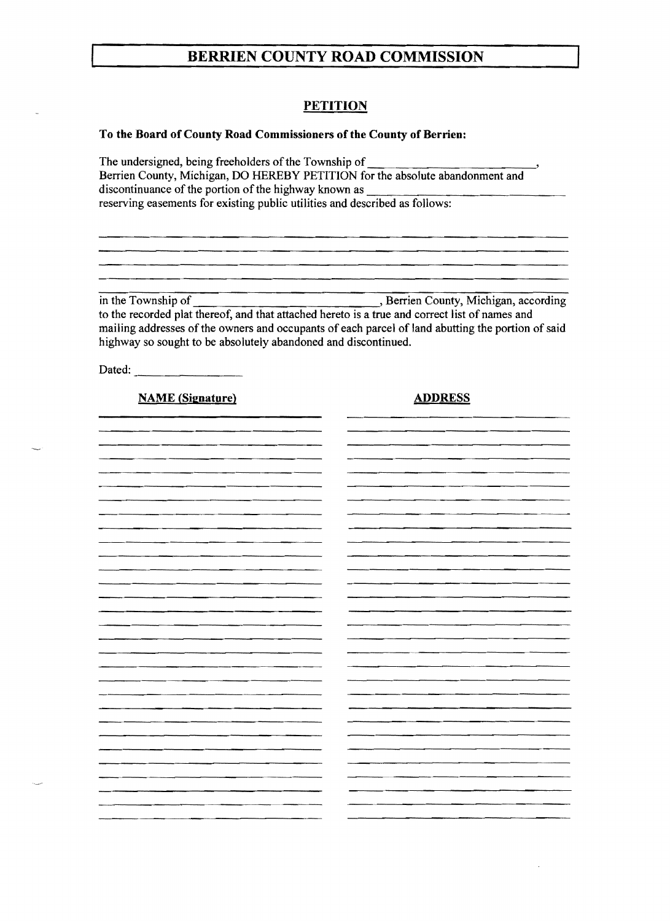# BERRIEN COUNTY ROAD COMMISSION

## PETITION

**To the Board of County Road Commissioners of the County of Berrien:**

The undersigned, being freeholders of the Township of ____________________________, Berrien County, Michigan, DO HEREBY PETITION for the absolute abandonment and discontinuance of the portion of the highway known as ____________________________ reserving easements for existing public utilities and described as follows:

______________________________________________________________________

______________________________________________________________________

______________________________________________________________________

______________________________________________________________________

______________________________________________________________________

in the Township of ____________________________, Berrien County, Michigan, according to the recorded plat thereof, and that attached hereto is a true and correct list of names and mailing addresses of the owners and occupants of each parcel of land abutting the portion of said highway so sought to be absolutely abandoned and discontinued.

Dated: ____________________

| NAME (Signature) | ADDRESS |
| --- | --- |
| | |
| | |
| | |
| | |
| | |
| | |
| | |
| | |
| | |
| | |
| | |
| | |
| | |
| | |
| | |
| | |
| | |
| | |
| | |
| | |
| | |
| | |
| | |
| | |
| | |
| | |
| | |
| | |
| | |